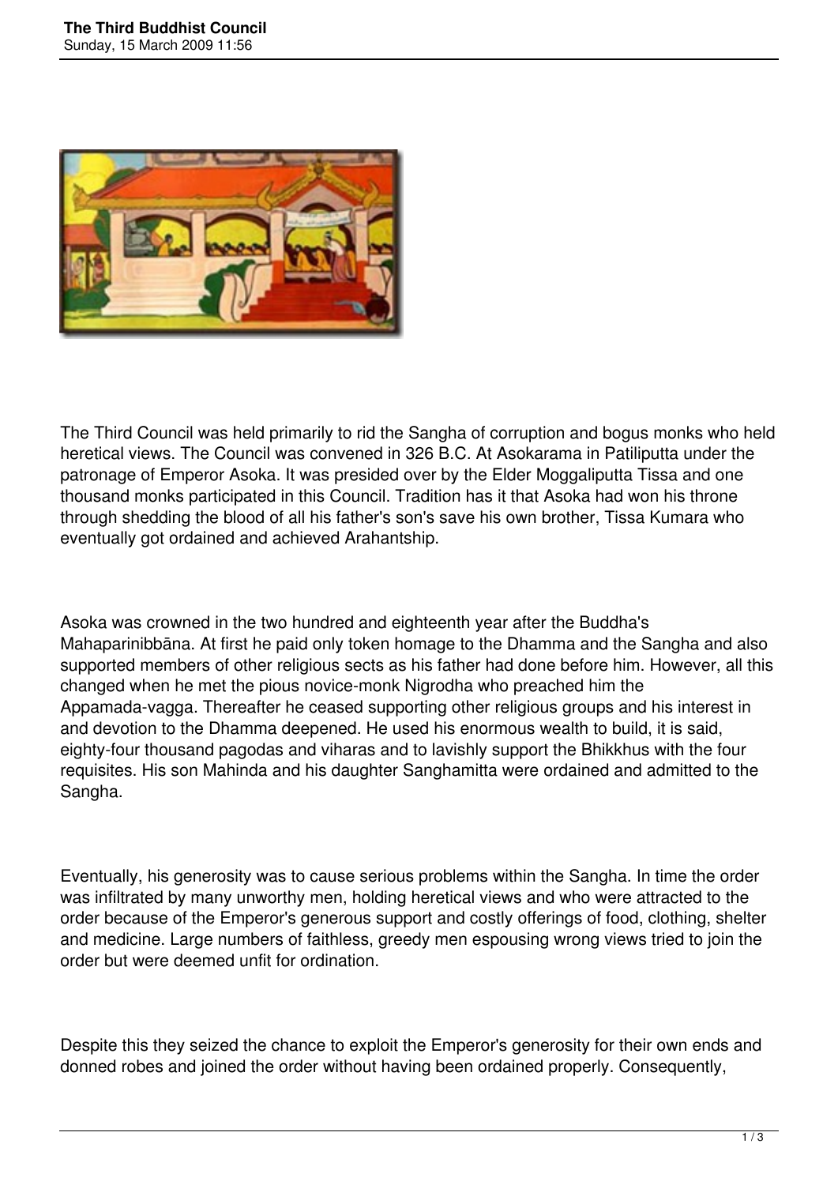The Third Council was held primarily to rid the Sangha of corruption and bogus monks who held heretical views. The Council was convened in 326 B.C. At Asokarama in Patiliputta under the patronage of Emperor Asoka. It was presided over by the Elder Moggaliputta Tissa and one thousand monks participated in this Council. Tradition has it that Asoka had won his throne through shedding the blood of all his father's son's save his own brother, Tissa Kumara who eventually got ordained and achieved Arahantship.

Asoka was crowned in the two hundred and eighteenth year after the Buddha's Mahaparinibbāna. At first he paid only token homage to the Dhamma and the Sangha and also supported members of other religious sects as his father had done before him. However, all this changed when he met the pious novice-monk Nigrodha who preached him the Appamada-vagga. Thereafter he ceased supporting other religious groups and his interest in and devotion to the Dhamma deepened. He used his enormous wealth to build, it is said, eighty-four thousand pagodas and viharas and to lavishly support the Bhikkhus with the four requisites. His son Mahinda and his daughter Sanghamitta were ordained and admitted to the Sangha.

Eventually, his generosity was to cause serious problems within the Sangha. In time the order was infiltrated by many unworthy men, holding heretical views and who were attracted to the order because of the Emperor's generous support and costly offerings of food, clothing, shelter and medicine. Large numbers of faithless, greedy men espousing wrong views tried to join the order but were deemed unfit for ordination.

Despite this they seized the chance to exploit the Emperor's generosity for their own ends and donned robes and joined the order without having been ordained properly. Consequently,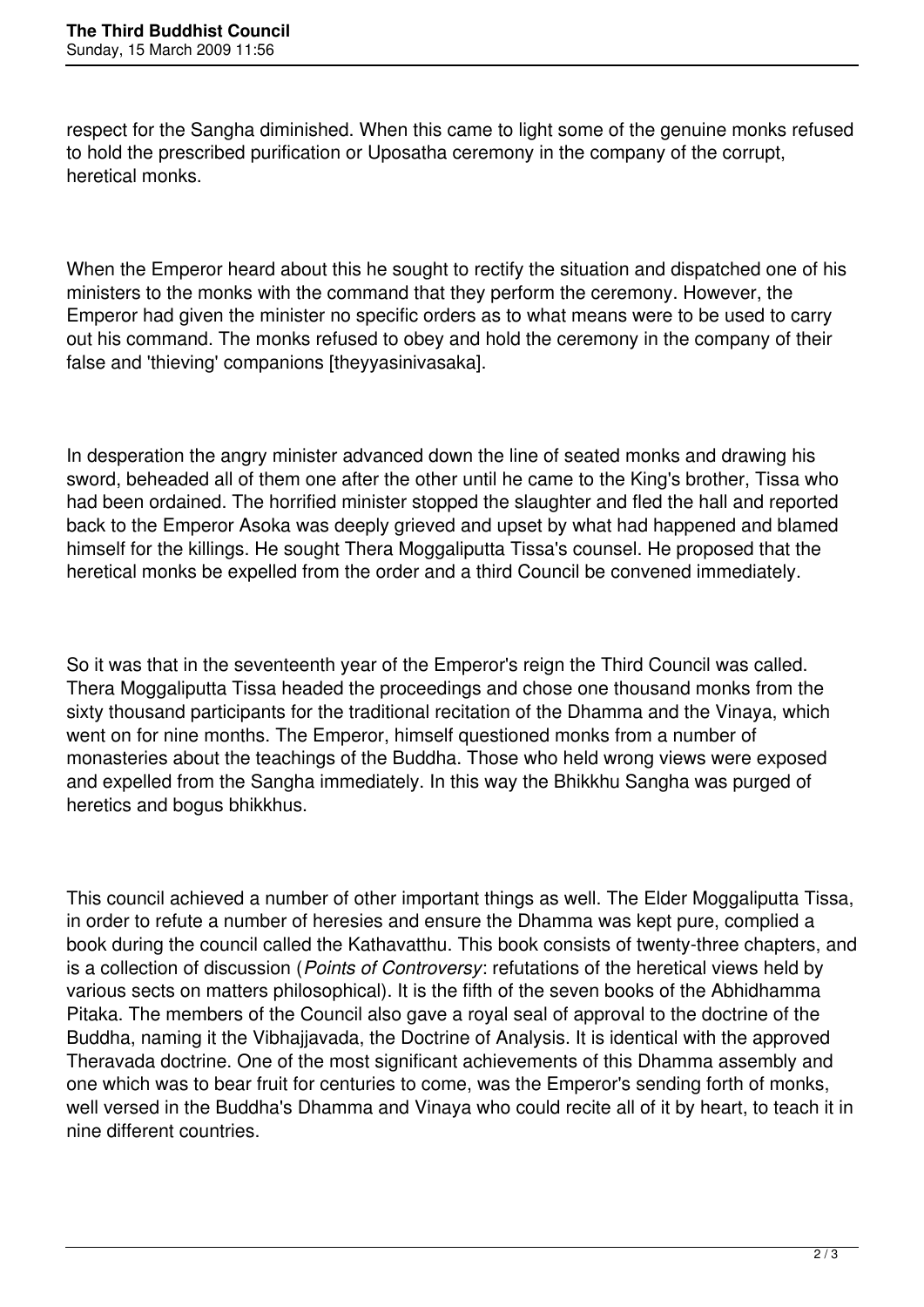respect for the Sangha diminished. When this came to light some of the genuine monks refused to hold the prescribed purification or Uposatha ceremony in the company of the corrupt, heretical monks.

When the Emperor heard about this he sought to rectify the situation and dispatched one of his ministers to the monks with the command that they perform the ceremony. However, the Emperor had given the minister no specific orders as to what means were to be used to carry out his command. The monks refused to obey and hold the ceremony in the company of their false and 'thieving' companions [theyyasinivasaka].

In desperation the angry minister advanced down the line of seated monks and drawing his sword, beheaded all of them one after the other until he came to the King's brother, Tissa who had been ordained. The horrified minister stopped the slaughter and fled the hall and reported back to the Emperor Asoka was deeply grieved and upset by what had happened and blamed himself for the killings. He sought Thera Moggaliputta Tissa's counsel. He proposed that the heretical monks be expelled from the order and a third Council be convened immediately.

So it was that in the seventeenth year of the Emperor's reign the Third Council was called. Thera Moggaliputta Tissa headed the proceedings and chose one thousand monks from the sixty thousand participants for the traditional recitation of the Dhamma and the Vinaya, which went on for nine months. The Emperor, himself questioned monks from a number of monasteries about the teachings of the Buddha. Those who held wrong views were exposed and expelled from the Sangha immediately. In this way the Bhikkhu Sangha was purged of heretics and bogus bhikkhus.

This council achieved a number of other important things as well. The Elder Moggaliputta Tissa, in order to refute a number of heresies and ensure the Dhamma was kept pure, complied a book during the council called the Kathavatthu. This book consists of twenty-three chapters, and is a collection of discussion (*Points of Controversy*: refutations of the heretical views held by various sects on matters philosophical). It is the fifth of the seven books of the Abhidhamma Pitaka. The members of the Council also gave a royal seal of approval to the doctrine of the Buddha, naming it the Vibhajjavada, the Doctrine of Analysis. It is identical with the approved Theravada doctrine. One of the most significant achievements of this Dhamma assembly and one which was to bear fruit for centuries to come, was the Emperor's sending forth of monks, well versed in the Buddha's Dhamma and Vinaya who could recite all of it by heart, to teach it in nine different countries.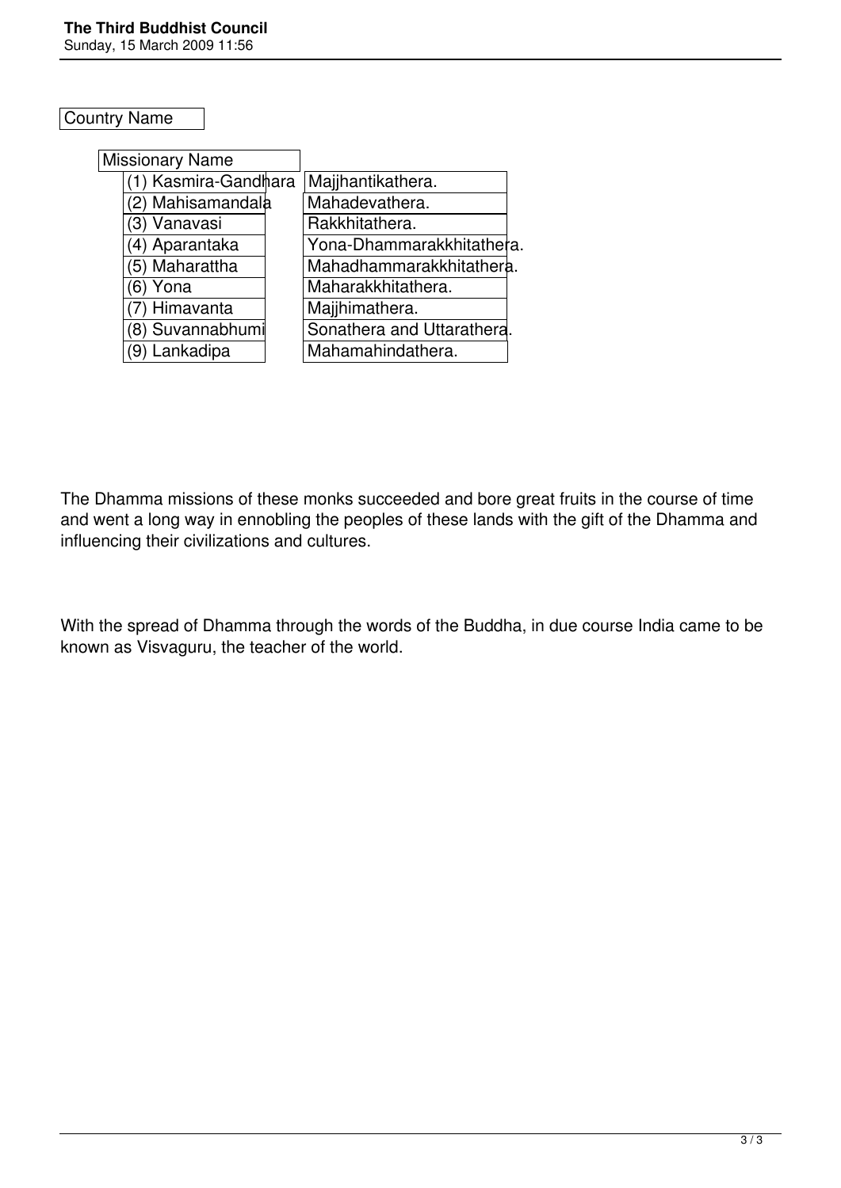| Country Name | Missionary Name |
|---|---|
| (1) Kasmira-Gandhara | Majjhantikathera. |
| (2) Mahisamandala | Mahadevathera. |
| (3) Vanavasi | Rakkhitathera. |
| (4) Aparantaka | Yona-Dhammarakkhitathera. |
| (5) Maharattha | Mahadhammarakkhitathera. |
| (6) Yona | Maharakkhitathera. |
| (7) Himavanta | Majjhimathera. |
| (8) Suvannabhumi | Sonathera and Uttarathera. |
| (9) Lankadipa | Mahamahindathera. |

The Dhamma missions of these monks succeeded and bore great fruits in the course of time and went a long way in ennobling the peoples of these lands with the gift of the Dhamma and influencing their civilizations and cultures.

With the spread of Dhamma through the words of the Buddha, in due course India came to be known as Visvaguru, the teacher of the world.